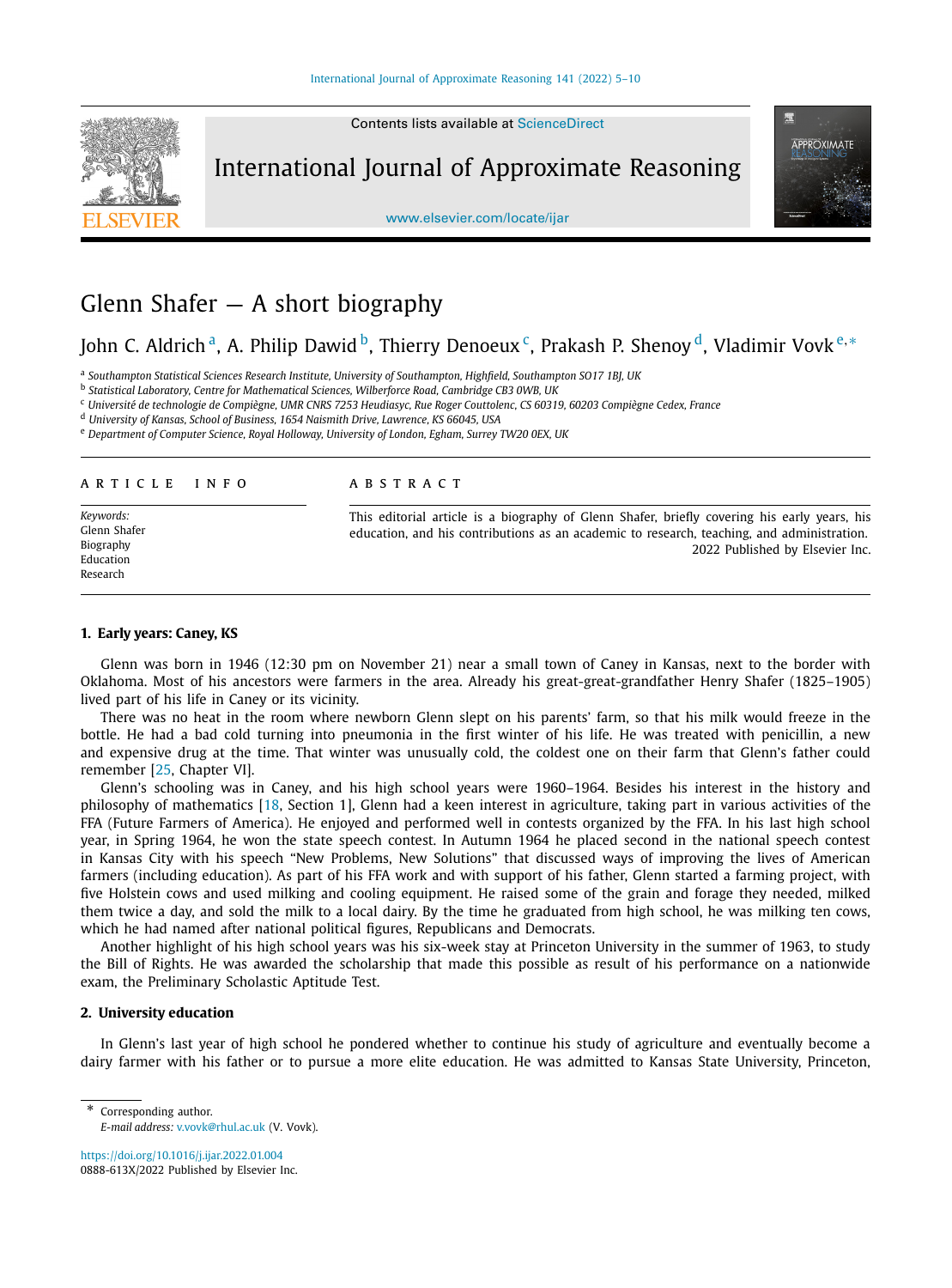# Glenn Shafer — A short biography

John C. Aldrich [a], A. Philip Dawid [b], Thierry Denoeux [c], Prakash P. Shenoy [d], Vladimir Vovk [e,*]

[a] Southampton Statistical Sciences Research Institute, University of Southampton, Highfield, Southampton SO17 1BJ, UK
[b] Statistical Laboratory, Centre for Mathematical Sciences, Wilberforce Road, Cambridge CB3 0WB, UK
[c] Université de technologie de Compiègne, UMR CNRS 7253 Heudiasyc, Rue Roger Couttolenc, CS 60319, 60203 Compiègne Cedex, France
[d] University of Kansas, School of Business, 1654 Naismith Drive, Lawrence, KS 66045, USA
[e] Department of Computer Science, Royal Holloway, University of London, Egham, Surrey TW20 0EX, UK

ARTICLE INFO

*Keywords:*
Glenn Shafer
Biography
Education
Research

ABSTRACT

This editorial article is a biography of Glenn Shafer, briefly covering his early years, his education, and his contributions as an academic to research, teaching, and administration.

2022 Published by Elsevier Inc.

## 1. Early years: Caney, KS

Glenn was born in 1946 (12:30 pm on November 21) near a small town of Caney in Kansas, next to the border with Oklahoma. Most of his ancestors were farmers in the area. Already his great-great-grandfather Henry Shafer (1825–1905) lived part of his life in Caney or its vicinity.

There was no heat in the room where newborn Glenn slept on his parents' farm, so that his milk would freeze in the bottle. He had a bad cold turning into pneumonia in the first winter of his life. He was treated with penicillin, a new and expensive drug at the time. That winter was unusually cold, the coldest one on their farm that Glenn's father could remember [25, Chapter VI].

Glenn's schooling was in Caney, and his high school years were 1960–1964. Besides his interest in the history and philosophy of mathematics [18, Section 1], Glenn had a keen interest in agriculture, taking part in various activities of the FFA (Future Farmers of America). He enjoyed and performed well in contests organized by the FFA. In his last high school year, in Spring 1964, he won the state speech contest. In Autumn 1964 he placed second in the national speech contest in Kansas City with his speech "New Problems, New Solutions" that discussed ways of improving the lives of American farmers (including education). As part of his FFA work and with support of his father, Glenn started a farming project, with five Holstein cows and used milking and cooling equipment. He raised some of the grain and forage they needed, milked them twice a day, and sold the milk to a local dairy. By the time he graduated from high school, he was milking ten cows, which he had named after national political figures, Republicans and Democrats.

Another highlight of his high school years was his six-week stay at Princeton University in the summer of 1963, to study the Bill of Rights. He was awarded the scholarship that made this possible as result of his performance on a nationwide exam, the Preliminary Scholastic Aptitude Test.

## 2. University education

In Glenn's last year of high school he pondered whether to continue his study of agriculture and eventually become a dairy farmer with his father or to pursue a more elite education. He was admitted to Kansas State University, Princeton,

* Corresponding author.
*E-mail address:* v.vovk@rhul.ac.uk (V. Vovk).

https://doi.org/10.1016/j.ijar.2022.01.004
0888-613X/2022 Published by Elsevier Inc.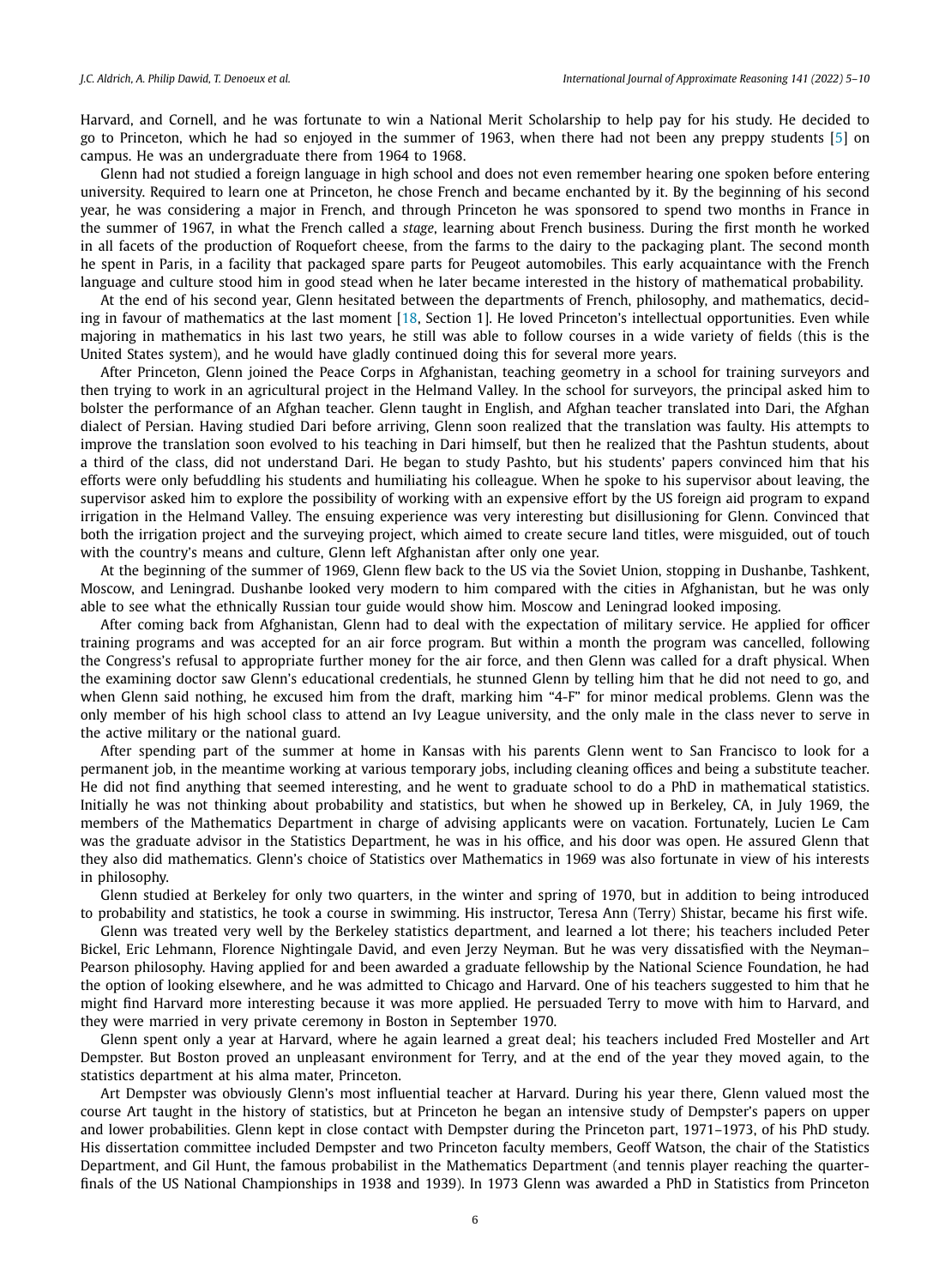Harvard, and Cornell, and he was fortunate to win a National Merit Scholarship to help pay for his study. He decided to go to Princeton, which he had so enjoyed in the summer of 1963, when there had not been any preppy students [5] on campus. He was an undergraduate there from 1964 to 1968.

Glenn had not studied a foreign language in high school and does not even remember hearing one spoken before entering university. Required to learn one at Princeton, he chose French and became enchanted by it. By the beginning of his second year, he was considering a major in French, and through Princeton he was sponsored to spend two months in France in the summer of 1967, in what the French called a *stage*, learning about French business. During the first month he worked in all facets of the production of Roquefort cheese, from the farms to the dairy to the packaging plant. The second month he spent in Paris, in a facility that packaged spare parts for Peugeot automobiles. This early acquaintance with the French language and culture stood him in good stead when he later became interested in the history of mathematical probability.

At the end of his second year, Glenn hesitated between the departments of French, philosophy, and mathematics, deciding in favour of mathematics at the last moment [18, Section 1]. He loved Princeton's intellectual opportunities. Even while majoring in mathematics in his last two years, he still was able to follow courses in a wide variety of fields (this is the United States system), and he would have gladly continued doing this for several more years.

After Princeton, Glenn joined the Peace Corps in Afghanistan, teaching geometry in a school for training surveyors and then trying to work in an agricultural project in the Helmand Valley. In the school for surveyors, the principal asked him to bolster the performance of an Afghan teacher. Glenn taught in English, and Afghan teacher translated into Dari, the Afghan dialect of Persian. Having studied Dari before arriving, Glenn soon realized that the translation was faulty. His attempts to improve the translation soon evolved to his teaching in Dari himself, but then he realized that the Pashtun students, about a third of the class, did not understand Dari. He began to study Pashto, but his students' papers convinced him that his efforts were only befuddling his students and humiliating his colleague. When he spoke to his supervisor about leaving, the supervisor asked him to explore the possibility of working with an expensive effort by the US foreign aid program to expand irrigation in the Helmand Valley. The ensuing experience was very interesting but disillusioning for Glenn. Convinced that both the irrigation project and the surveying project, which aimed to create secure land titles, were misguided, out of touch with the country's means and culture, Glenn left Afghanistan after only one year.

At the beginning of the summer of 1969, Glenn flew back to the US via the Soviet Union, stopping in Dushanbe, Tashkent, Moscow, and Leningrad. Dushanbe looked very modern to him compared with the cities in Afghanistan, but he was only able to see what the ethnically Russian tour guide would show him. Moscow and Leningrad looked imposing.

After coming back from Afghanistan, Glenn had to deal with the expectation of military service. He applied for officer training programs and was accepted for an air force program. But within a month the program was cancelled, following the Congress's refusal to appropriate further money for the air force, and then Glenn was called for a draft physical. When the examining doctor saw Glenn's educational credentials, he stunned Glenn by telling him that he did not need to go, and when Glenn said nothing, he excused him from the draft, marking him "4-F" for minor medical problems. Glenn was the only member of his high school class to attend an Ivy League university, and the only male in the class never to serve in the active military or the national guard.

After spending part of the summer at home in Kansas with his parents Glenn went to San Francisco to look for a permanent job, in the meantime working at various temporary jobs, including cleaning offices and being a substitute teacher. He did not find anything that seemed interesting, and he went to graduate school to do a PhD in mathematical statistics. Initially he was not thinking about probability and statistics, but when he showed up in Berkeley, CA, in July 1969, the members of the Mathematics Department in charge of advising applicants were on vacation. Fortunately, Lucien Le Cam was the graduate advisor in the Statistics Department, he was in his office, and his door was open. He assured Glenn that they also did mathematics. Glenn's choice of Statistics over Mathematics in 1969 was also fortunate in view of his interests in philosophy.

Glenn studied at Berkeley for only two quarters, in the winter and spring of 1970, but in addition to being introduced to probability and statistics, he took a course in swimming. His instructor, Teresa Ann (Terry) Shistar, became his first wife.

Glenn was treated very well by the Berkeley statistics department, and learned a lot there; his teachers included Peter Bickel, Eric Lehmann, Florence Nightingale David, and even Jerzy Neyman. But he was very dissatisfied with the Neyman–Pearson philosophy. Having applied for and been awarded a graduate fellowship by the National Science Foundation, he had the option of looking elsewhere, and he was admitted to Chicago and Harvard. One of his teachers suggested to him that he might find Harvard more interesting because it was more applied. He persuaded Terry to move with him to Harvard, and they were married in very private ceremony in Boston in September 1970.

Glenn spent only a year at Harvard, where he again learned a great deal; his teachers included Fred Mosteller and Art Dempster. But Boston proved an unpleasant environment for Terry, and at the end of the year they moved again, to the statistics department at his alma mater, Princeton.

Art Dempster was obviously Glenn's most influential teacher at Harvard. During his year there, Glenn valued most the course Art taught in the history of statistics, but at Princeton he began an intensive study of Dempster's papers on upper and lower probabilities. Glenn kept in close contact with Dempster during the Princeton part, 1971–1973, of his PhD study. His dissertation committee included Dempster and two Princeton faculty members, Geoff Watson, the chair of the Statistics Department, and Gil Hunt, the famous probabilist in the Mathematics Department (and tennis player reaching the quarter-finals of the US National Championships in 1938 and 1939). In 1973 Glenn was awarded a PhD in Statistics from Princeton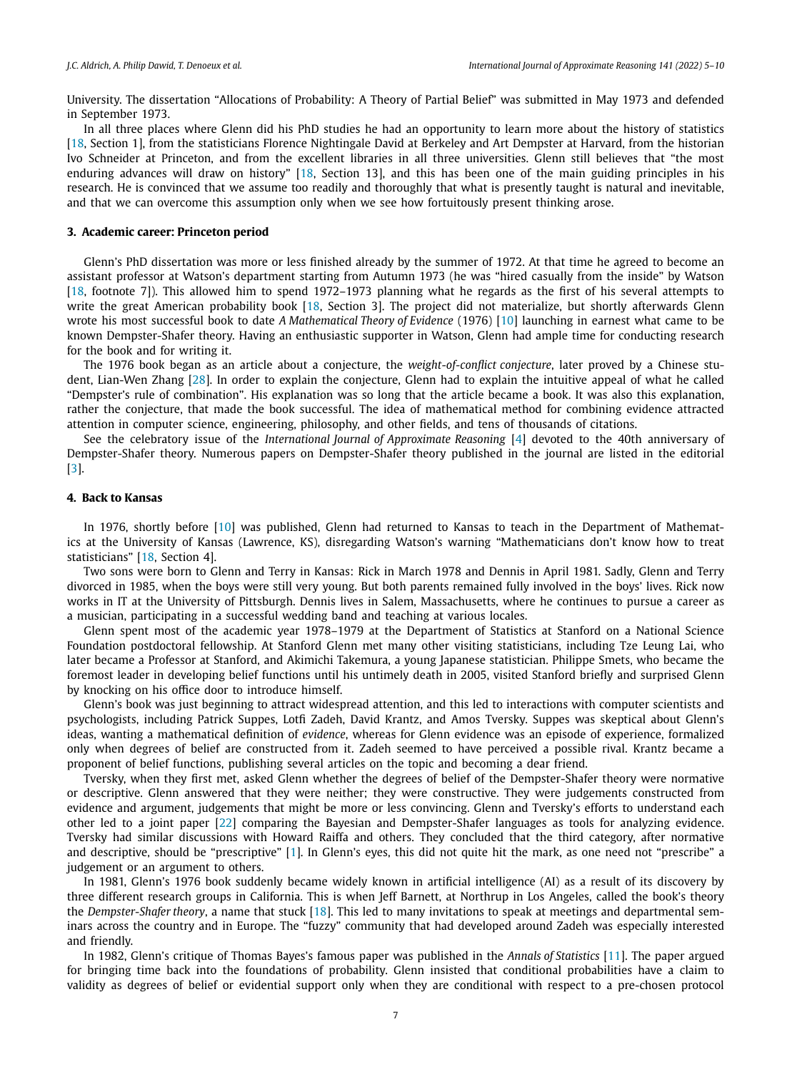University. The dissertation "Allocations of Probability: A Theory of Partial Belief" was submitted in May 1973 and defended in September 1973.

In all three places where Glenn did his PhD studies he had an opportunity to learn more about the history of statistics [18, Section 1], from the statisticians Florence Nightingale David at Berkeley and Art Dempster at Harvard, from the historian Ivo Schneider at Princeton, and from the excellent libraries in all three universities. Glenn still believes that "the most enduring advances will draw on history" [18, Section 13], and this has been one of the main guiding principles in his research. He is convinced that we assume too readily and thoroughly that what is presently taught is natural and inevitable, and that we can overcome this assumption only when we see how fortuitously present thinking arose.

## 3. Academic career: Princeton period

Glenn's PhD dissertation was more or less finished already by the summer of 1972. At that time he agreed to become an assistant professor at Watson's department starting from Autumn 1973 (he was "hired casually from the inside" by Watson [18, footnote 7]). This allowed him to spend 1972–1973 planning what he regards as the first of his several attempts to write the great American probability book [18, Section 3]. The project did not materialize, but shortly afterwards Glenn wrote his most successful book to date *A Mathematical Theory of Evidence* (1976) [10] launching in earnest what came to be known Dempster-Shafer theory. Having an enthusiastic supporter in Watson, Glenn had ample time for conducting research for the book and for writing it.

The 1976 book began as an article about a conjecture, the *weight-of-conflict conjecture*, later proved by a Chinese student, Lian-Wen Zhang [28]. In order to explain the conjecture, Glenn had to explain the intuitive appeal of what he called "Dempster's rule of combination". His explanation was so long that the article became a book. It was also this explanation, rather the conjecture, that made the book successful. The idea of mathematical method for combining evidence attracted attention in computer science, engineering, philosophy, and other fields, and tens of thousands of citations.

See the celebratory issue of the *International Journal of Approximate Reasoning* [4] devoted to the 40th anniversary of Dempster-Shafer theory. Numerous papers on Dempster-Shafer theory published in the journal are listed in the editorial [3].

## 4. Back to Kansas

In 1976, shortly before [10] was published, Glenn had returned to Kansas to teach in the Department of Mathematics at the University of Kansas (Lawrence, KS), disregarding Watson's warning "Mathematicians don't know how to treat statisticians" [18, Section 4].

Two sons were born to Glenn and Terry in Kansas: Rick in March 1978 and Dennis in April 1981. Sadly, Glenn and Terry divorced in 1985, when the boys were still very young. But both parents remained fully involved in the boys' lives. Rick now works in IT at the University of Pittsburgh. Dennis lives in Salem, Massachusetts, where he continues to pursue a career as a musician, participating in a successful wedding band and teaching at various locales.

Glenn spent most of the academic year 1978–1979 at the Department of Statistics at Stanford on a National Science Foundation postdoctoral fellowship. At Stanford Glenn met many other visiting statisticians, including Tze Leung Lai, who later became a Professor at Stanford, and Akimichi Takemura, a young Japanese statistician. Philippe Smets, who became the foremost leader in developing belief functions until his untimely death in 2005, visited Stanford briefly and surprised Glenn by knocking on his office door to introduce himself.

Glenn's book was just beginning to attract widespread attention, and this led to interactions with computer scientists and psychologists, including Patrick Suppes, Lotfi Zadeh, David Krantz, and Amos Tversky. Suppes was skeptical about Glenn's ideas, wanting a mathematical definition of *evidence*, whereas for Glenn evidence was an episode of experience, formalized only when degrees of belief are constructed from it. Zadeh seemed to have perceived a possible rival. Krantz became a proponent of belief functions, publishing several articles on the topic and becoming a dear friend.

Tversky, when they first met, asked Glenn whether the degrees of belief of the Dempster-Shafer theory were normative or descriptive. Glenn answered that they were neither; they were constructive. They were judgements constructed from evidence and argument, judgements that might be more or less convincing. Glenn and Tversky's efforts to understand each other led to a joint paper [22] comparing the Bayesian and Dempster-Shafer languages as tools for analyzing evidence. Tversky had similar discussions with Howard Raiffa and others. They concluded that the third category, after normative and descriptive, should be "prescriptive" [1]. In Glenn's eyes, this did not quite hit the mark, as one need not "prescribe" a judgement or an argument to others.

In 1981, Glenn's 1976 book suddenly became widely known in artificial intelligence (AI) as a result of its discovery by three different research groups in California. This is when Jeff Barnett, at Northrup in Los Angeles, called the book's theory the *Dempster-Shafer theory*, a name that stuck [18]. This led to many invitations to speak at meetings and departmental seminars across the country and in Europe. The "fuzzy" community that had developed around Zadeh was especially interested and friendly.

In 1982, Glenn's critique of Thomas Bayes's famous paper was published in the *Annals of Statistics* [11]. The paper argued for bringing time back into the foundations of probability. Glenn insisted that conditional probabilities have a claim to validity as degrees of belief or evidential support only when they are conditional with respect to a pre-chosen protocol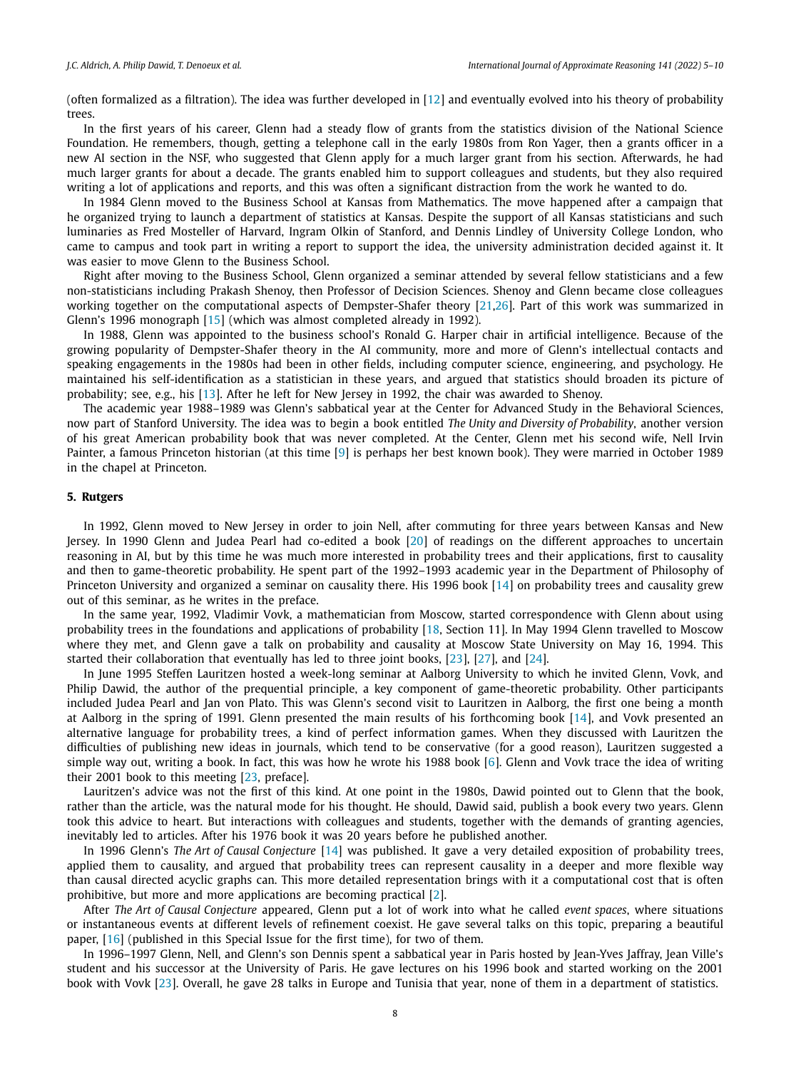(often formalized as a filtration). The idea was further developed in [12] and eventually evolved into his theory of probability trees.

In the first years of his career, Glenn had a steady flow of grants from the statistics division of the National Science Foundation. He remembers, though, getting a telephone call in the early 1980s from Ron Yager, then a grants officer in a new AI section in the NSF, who suggested that Glenn apply for a much larger grant from his section. Afterwards, he had much larger grants for about a decade. The grants enabled him to support colleagues and students, but they also required writing a lot of applications and reports, and this was often a significant distraction from the work he wanted to do.

In 1984 Glenn moved to the Business School at Kansas from Mathematics. The move happened after a campaign that he organized trying to launch a department of statistics at Kansas. Despite the support of all Kansas statisticians and such luminaries as Fred Mosteller of Harvard, Ingram Olkin of Stanford, and Dennis Lindley of University College London, who came to campus and took part in writing a report to support the idea, the university administration decided against it. It was easier to move Glenn to the Business School.

Right after moving to the Business School, Glenn organized a seminar attended by several fellow statisticians and a few non-statisticians including Prakash Shenoy, then Professor of Decision Sciences. Shenoy and Glenn became close colleagues working together on the computational aspects of Dempster-Shafer theory [21,26]. Part of this work was summarized in Glenn's 1996 monograph [15] (which was almost completed already in 1992).

In 1988, Glenn was appointed to the business school's Ronald G. Harper chair in artificial intelligence. Because of the growing popularity of Dempster-Shafer theory in the AI community, more and more of Glenn's intellectual contacts and speaking engagements in the 1980s had been in other fields, including computer science, engineering, and psychology. He maintained his self-identification as a statistician in these years, and argued that statistics should broaden its picture of probability; see, e.g., his [13]. After he left for New Jersey in 1992, the chair was awarded to Shenoy.

The academic year 1988–1989 was Glenn's sabbatical year at the Center for Advanced Study in the Behavioral Sciences, now part of Stanford University. The idea was to begin a book entitled *The Unity and Diversity of Probability*, another version of his great American probability book that was never completed. At the Center, Glenn met his second wife, Nell Irvin Painter, a famous Princeton historian (at this time [9] is perhaps her best known book). They were married in October 1989 in the chapel at Princeton.

## 5. Rutgers

In 1992, Glenn moved to New Jersey in order to join Nell, after commuting for three years between Kansas and New Jersey. In 1990 Glenn and Judea Pearl had co-edited a book [20] of readings on the different approaches to uncertain reasoning in AI, but by this time he was much more interested in probability trees and their applications, first to causality and then to game-theoretic probability. He spent part of the 1992–1993 academic year in the Department of Philosophy of Princeton University and organized a seminar on causality there. His 1996 book [14] on probability trees and causality grew out of this seminar, as he writes in the preface.

In the same year, 1992, Vladimir Vovk, a mathematician from Moscow, started correspondence with Glenn about using probability trees in the foundations and applications of probability [18, Section 11]. In May 1994 Glenn travelled to Moscow where they met, and Glenn gave a talk on probability and causality at Moscow State University on May 16, 1994. This started their collaboration that eventually has led to three joint books, [23], [27], and [24].

In June 1995 Steffen Lauritzen hosted a week-long seminar at Aalborg University to which he invited Glenn, Vovk, and Philip Dawid, the author of the prequential principle, a key component of game-theoretic probability. Other participants included Judea Pearl and Jan von Plato. This was Glenn's second visit to Lauritzen in Aalborg, the first one being a month at Aalborg in the spring of 1991. Glenn presented the main results of his forthcoming book [14], and Vovk presented an alternative language for probability trees, a kind of perfect information games. When they discussed with Lauritzen the difficulties of publishing new ideas in journals, which tend to be conservative (for a good reason), Lauritzen suggested a simple way out, writing a book. In fact, this was how he wrote his 1988 book [6]. Glenn and Vovk trace the idea of writing their 2001 book to this meeting [23, preface].

Lauritzen's advice was not the first of this kind. At one point in the 1980s, Dawid pointed out to Glenn that the book, rather than the article, was the natural mode for his thought. He should, Dawid said, publish a book every two years. Glenn took this advice to heart. But interactions with colleagues and students, together with the demands of granting agencies, inevitably led to articles. After his 1976 book it was 20 years before he published another.

In 1996 Glenn's *The Art of Causal Conjecture* [14] was published. It gave a very detailed exposition of probability trees, applied them to causality, and argued that probability trees can represent causality in a deeper and more flexible way than causal directed acyclic graphs can. This more detailed representation brings with it a computational cost that is often prohibitive, but more and more applications are becoming practical [2].

After *The Art of Causal Conjecture* appeared, Glenn put a lot of work into what he called *event spaces*, where situations or instantaneous events at different levels of refinement coexist. He gave several talks on this topic, preparing a beautiful paper, [16] (published in this Special Issue for the first time), for two of them.

In 1996–1997 Glenn, Nell, and Glenn's son Dennis spent a sabbatical year in Paris hosted by Jean-Yves Jaffray, Jean Ville's student and his successor at the University of Paris. He gave lectures on his 1996 book and started working on the 2001 book with Vovk [23]. Overall, he gave 28 talks in Europe and Tunisia that year, none of them in a department of statistics.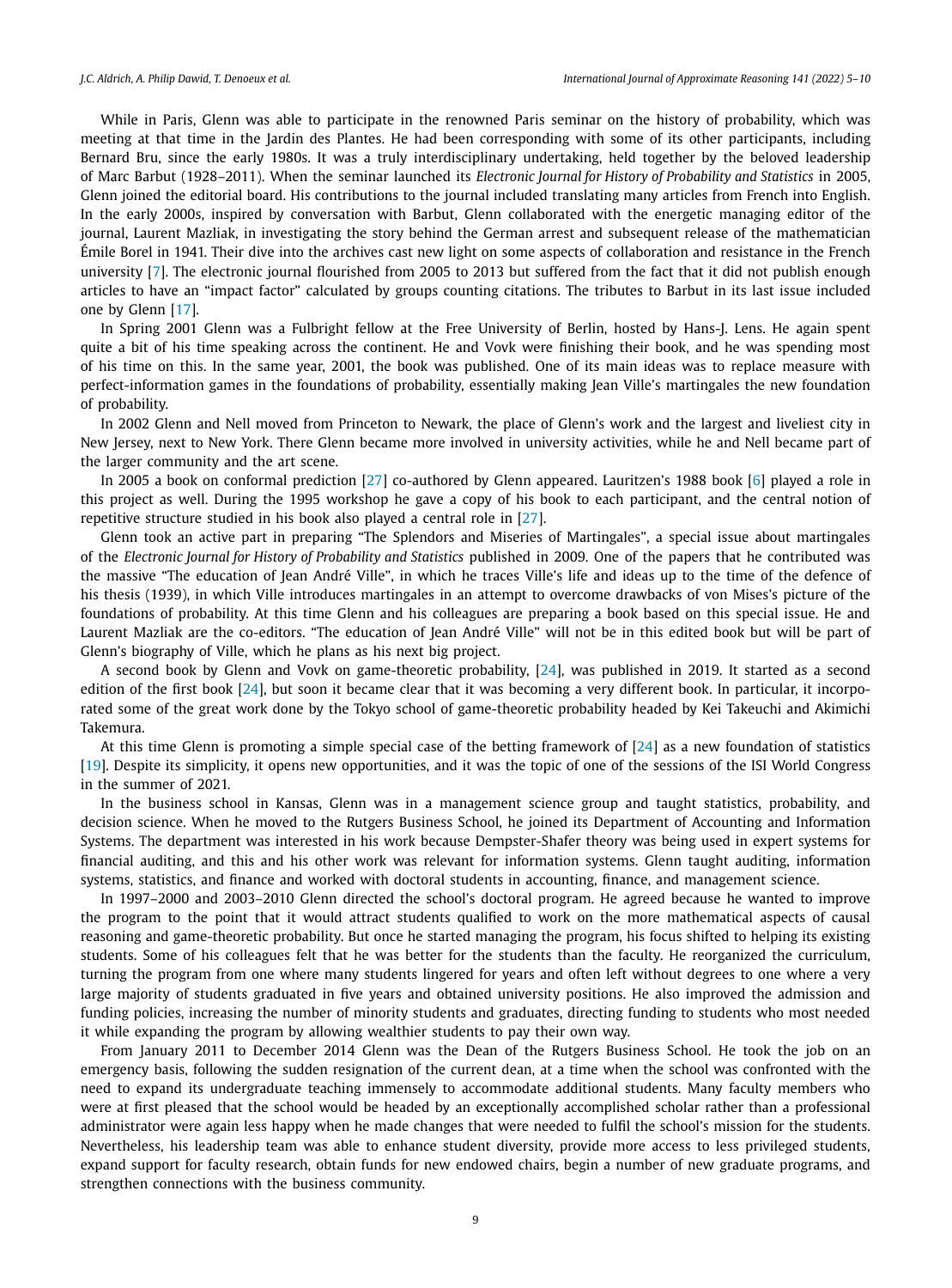While in Paris, Glenn was able to participate in the renowned Paris seminar on the history of probability, which was meeting at that time in the Jardin des Plantes. He had been corresponding with some of its other participants, including Bernard Bru, since the early 1980s. It was a truly interdisciplinary undertaking, held together by the beloved leadership of Marc Barbut (1928–2011). When the seminar launched its *Electronic Journal for History of Probability and Statistics* in 2005, Glenn joined the editorial board. His contributions to the journal included translating many articles from French into English. In the early 2000s, inspired by conversation with Barbut, Glenn collaborated with the energetic managing editor of the journal, Laurent Mazliak, in investigating the story behind the German arrest and subsequent release of the mathematician Émile Borel in 1941. Their dive into the archives cast new light on some aspects of collaboration and resistance in the French university [7]. The electronic journal flourished from 2005 to 2013 but suffered from the fact that it did not publish enough articles to have an "impact factor" calculated by groups counting citations. The tributes to Barbut in its last issue included one by Glenn [17].

In Spring 2001 Glenn was a Fulbright fellow at the Free University of Berlin, hosted by Hans-J. Lens. He again spent quite a bit of his time speaking across the continent. He and Vovk were finishing their book, and he was spending most of his time on this. In the same year, 2001, the book was published. One of its main ideas was to replace measure with perfect-information games in the foundations of probability, essentially making Jean Ville's martingales the new foundation of probability.

In 2002 Glenn and Nell moved from Princeton to Newark, the place of Glenn's work and the largest and liveliest city in New Jersey, next to New York. There Glenn became more involved in university activities, while he and Nell became part of the larger community and the art scene.

In 2005 a book on conformal prediction [27] co-authored by Glenn appeared. Lauritzen's 1988 book [6] played a role in this project as well. During the 1995 workshop he gave a copy of his book to each participant, and the central notion of repetitive structure studied in his book also played a central role in [27].

Glenn took an active part in preparing "The Splendors and Miseries of Martingales", a special issue about martingales of the *Electronic Journal for History of Probability and Statistics* published in 2009. One of the papers that he contributed was the massive "The education of Jean André Ville", in which he traces Ville's life and ideas up to the time of the defence of his thesis (1939), in which Ville introduces martingales in an attempt to overcome drawbacks of von Mises's picture of the foundations of probability. At this time Glenn and his colleagues are preparing a book based on this special issue. He and Laurent Mazliak are the co-editors. "The education of Jean André Ville" will not be in this edited book but will be part of Glenn's biography of Ville, which he plans as his next big project.

A second book by Glenn and Vovk on game-theoretic probability, [24], was published in 2019. It started as a second edition of the first book [24], but soon it became clear that it was becoming a very different book. In particular, it incorporated some of the great work done by the Tokyo school of game-theoretic probability headed by Kei Takeuchi and Akimichi Takemura.

At this time Glenn is promoting a simple special case of the betting framework of [24] as a new foundation of statistics [19]. Despite its simplicity, it opens new opportunities, and it was the topic of one of the sessions of the ISI World Congress in the summer of 2021.

In the business school in Kansas, Glenn was in a management science group and taught statistics, probability, and decision science. When he moved to the Rutgers Business School, he joined its Department of Accounting and Information Systems. The department was interested in his work because Dempster-Shafer theory was being used in expert systems for financial auditing, and this and his other work was relevant for information systems. Glenn taught auditing, information systems, statistics, and finance and worked with doctoral students in accounting, finance, and management science.

In 1997–2000 and 2003–2010 Glenn directed the school's doctoral program. He agreed because he wanted to improve the program to the point that it would attract students qualified to work on the more mathematical aspects of causal reasoning and game-theoretic probability. But once he started managing the program, his focus shifted to helping its existing students. Some of his colleagues felt that he was better for the students than the faculty. He reorganized the curriculum, turning the program from one where many students lingered for years and often left without degrees to one where a very large majority of students graduated in five years and obtained university positions. He also improved the admission and funding policies, increasing the number of minority students and graduates, directing funding to students who most needed it while expanding the program by allowing wealthier students to pay their own way.

From January 2011 to December 2014 Glenn was the Dean of the Rutgers Business School. He took the job on an emergency basis, following the sudden resignation of the current dean, at a time when the school was confronted with the need to expand its undergraduate teaching immensely to accommodate additional students. Many faculty members who were at first pleased that the school would be headed by an exceptionally accomplished scholar rather than a professional administrator were again less happy when he made changes that were needed to fulfil the school's mission for the students. Nevertheless, his leadership team was able to enhance student diversity, provide more access to less privileged students, expand support for faculty research, obtain funds for new endowed chairs, begin a number of new graduate programs, and strengthen connections with the business community.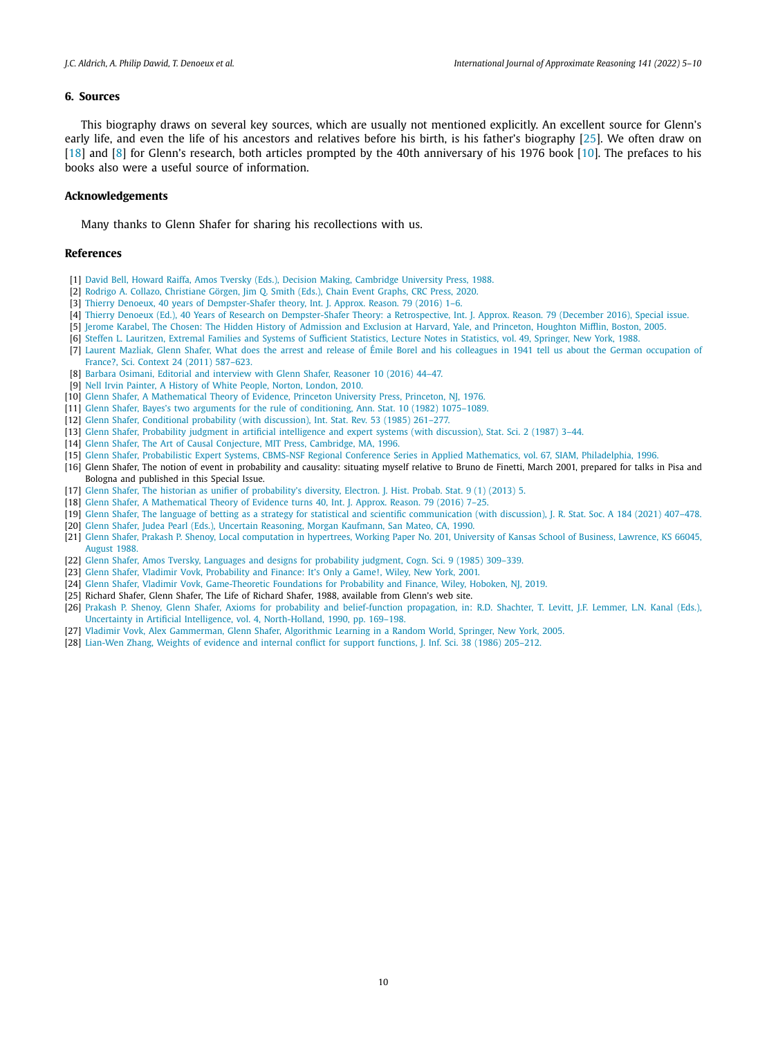## 6. Sources

This biography draws on several key sources, which are usually not mentioned explicitly. An excellent source for Glenn's early life, and even the life of his ancestors and relatives before his birth, is his father's biography [25]. We often draw on [18] and [8] for Glenn's research, both articles prompted by the 40th anniversary of his 1976 book [10]. The prefaces to his books also were a useful source of information.

## Acknowledgements

Many thanks to Glenn Shafer for sharing his recollections with us.

## References

[1] David Bell, Howard Raiffa, Amos Tversky (Eds.), Decision Making, Cambridge University Press, 1988.
[2] Rodrigo A. Collazo, Christiane Görgen, Jim Q. Smith (Eds.), Chain Event Graphs, CRC Press, 2020.
[3] Thierry Denoeux, 40 years of Dempster-Shafer theory, Int. J. Approx. Reason. 79 (2016) 1–6.
[4] Thierry Denoeux (Ed.), 40 Years of Research on Dempster-Shafer Theory: a Retrospective, Int. J. Approx. Reason. 79 (December 2016), Special issue.
[5] Jerome Karabel, The Chosen: The Hidden History of Admission and Exclusion at Harvard, Yale, and Princeton, Houghton Mifflin, Boston, 2005.
[6] Steffen L. Lauritzen, Extremal Families and Systems of Sufficient Statistics, Lecture Notes in Statistics, vol. 49, Springer, New York, 1988.
[7] Laurent Mazliak, Glenn Shafer, What does the arrest and release of Émile Borel and his colleagues in 1941 tell us about the German occupation of France?, Sci. Context 24 (2011) 587–623.
[8] Barbara Osimani, Editorial and interview with Glenn Shafer, Reasoner 10 (2016) 44–47.
[9] Nell Irvin Painter, A History of White People, Norton, London, 2010.
[10] Glenn Shafer, A Mathematical Theory of Evidence, Princeton University Press, Princeton, NJ, 1976.
[11] Glenn Shafer, Bayes's two arguments for the rule of conditioning, Ann. Stat. 10 (1982) 1075–1089.
[12] Glenn Shafer, Conditional probability (with discussion), Int. Stat. Rev. 53 (1985) 261–277.
[13] Glenn Shafer, Probability judgment in artificial intelligence and expert systems (with discussion), Stat. Sci. 2 (1987) 3–44.
[14] Glenn Shafer, The Art of Causal Conjecture, MIT Press, Cambridge, MA, 1996.
[15] Glenn Shafer, Probabilistic Expert Systems, CBMS-NSF Regional Conference Series in Applied Mathematics, vol. 67, SIAM, Philadelphia, 1996.
[16] Glenn Shafer, The notion of event in probability and causality: situating myself relative to Bruno de Finetti, March 2001, prepared for talks in Pisa and Bologna and published in this Special Issue.
[17] Glenn Shafer, The historian as unifier of probability's diversity, Electron. J. Hist. Probab. Stat. 9 (1) (2013) 5.
[18] Glenn Shafer, A Mathematical Theory of Evidence turns 40, Int. J. Approx. Reason. 79 (2016) 7–25.
[19] Glenn Shafer, The language of betting as a strategy for statistical and scientific communication (with discussion), J. R. Stat. Soc. A 184 (2021) 407–478.
[20] Glenn Shafer, Judea Pearl (Eds.), Uncertain Reasoning, Morgan Kaufmann, San Mateo, CA, 1990.
[21] Glenn Shafer, Prakash P. Shenoy, Local computation in hypertrees, Working Paper No. 201, University of Kansas School of Business, Lawrence, KS 66045, August 1988.
[22] Glenn Shafer, Amos Tversky, Languages and designs for probability judgment, Cogn. Sci. 9 (1985) 309–339.
[23] Glenn Shafer, Vladimir Vovk, Probability and Finance: It's Only a Game!, Wiley, New York, 2001.
[24] Glenn Shafer, Vladimir Vovk, Game-Theoretic Foundations for Probability and Finance, Wiley, Hoboken, NJ, 2019.
[25] Richard Shafer, Glenn Shafer, The Life of Richard Shafer, 1988, available from Glenn's web site.
[26] Prakash P. Shenoy, Glenn Shafer, Axioms for probability and belief-function propagation, in: R.D. Shachter, T. Levitt, J.F. Lemmer, L.N. Kanal (Eds.), Uncertainty in Artificial Intelligence, vol. 4, North-Holland, 1990, pp. 169–198.
[27] Vladimir Vovk, Alex Gammerman, Glenn Shafer, Algorithmic Learning in a Random World, Springer, New York, 2005.
[28] Lian-Wen Zhang, Weights of evidence and internal conflict for support functions, J. Inf. Sci. 38 (1986) 205–212.